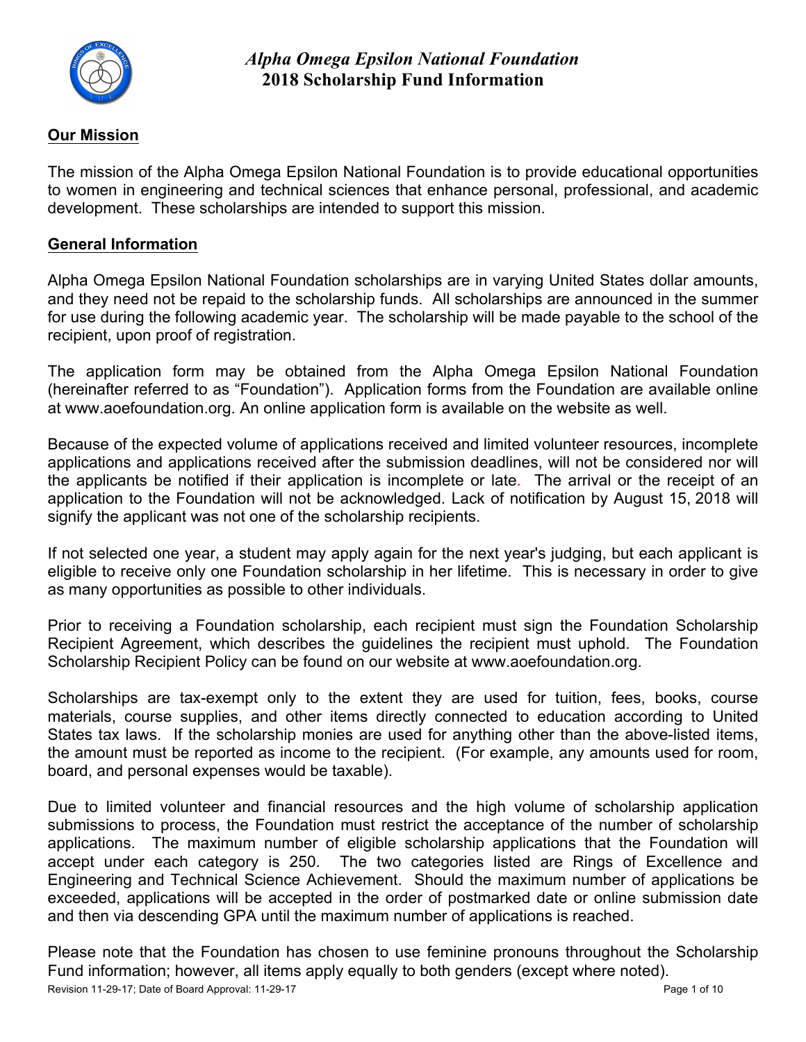# *Alpha Omega Epsilon National Foundation*
## 2018 Scholarship Fund Information

### Our Mission

The mission of the Alpha Omega Epsilon National Foundation is to provide educational opportunities to women in engineering and technical sciences that enhance personal, professional, and academic development. These scholarships are intended to support this mission.

### General Information

Alpha Omega Epsilon National Foundation scholarships are in varying United States dollar amounts, and they need not be repaid to the scholarship funds. All scholarships are announced in the summer for use during the following academic year. The scholarship will be made payable to the school of the recipient, upon proof of registration.

The application form may be obtained from the Alpha Omega Epsilon National Foundation (hereinafter referred to as "Foundation"). Application forms from the Foundation are available online at www.aoefoundation.org. An online application form is available on the website as well.

Because of the expected volume of applications received and limited volunteer resources, incomplete applications and applications received after the submission deadlines, will not be considered nor will the applicants be notified if their application is incomplete or late. The arrival or the receipt of an application to the Foundation will not be acknowledged. Lack of notification by August 15, 2018 will signify the applicant was not one of the scholarship recipients.

If not selected one year, a student may apply again for the next year's judging, but each applicant is eligible to receive only one Foundation scholarship in her lifetime. This is necessary in order to give as many opportunities as possible to other individuals.

Prior to receiving a Foundation scholarship, each recipient must sign the Foundation Scholarship Recipient Agreement, which describes the guidelines the recipient must uphold. The Foundation Scholarship Recipient Policy can be found on our website at www.aoefoundation.org.

Scholarships are tax-exempt only to the extent they are used for tuition, fees, books, course materials, course supplies, and other items directly connected to education according to United States tax laws. If the scholarship monies are used for anything other than the above-listed items, the amount must be reported as income to the recipient. (For example, any amounts used for room, board, and personal expenses would be taxable).

Due to limited volunteer and financial resources and the high volume of scholarship application submissions to process, the Foundation must restrict the acceptance of the number of scholarship applications. The maximum number of eligible scholarship applications that the Foundation will accept under each category is 250. The two categories listed are Rings of Excellence and Engineering and Technical Science Achievement. Should the maximum number of applications be exceeded, applications will be accepted in the order of postmarked date or online submission date and then via descending GPA until the maximum number of applications is reached.

Please note that the Foundation has chosen to use feminine pronouns throughout the Scholarship Fund information; however, all items apply equally to both genders (except where noted).

Revision 11-29-17; Date of Board Approval: 11-29-17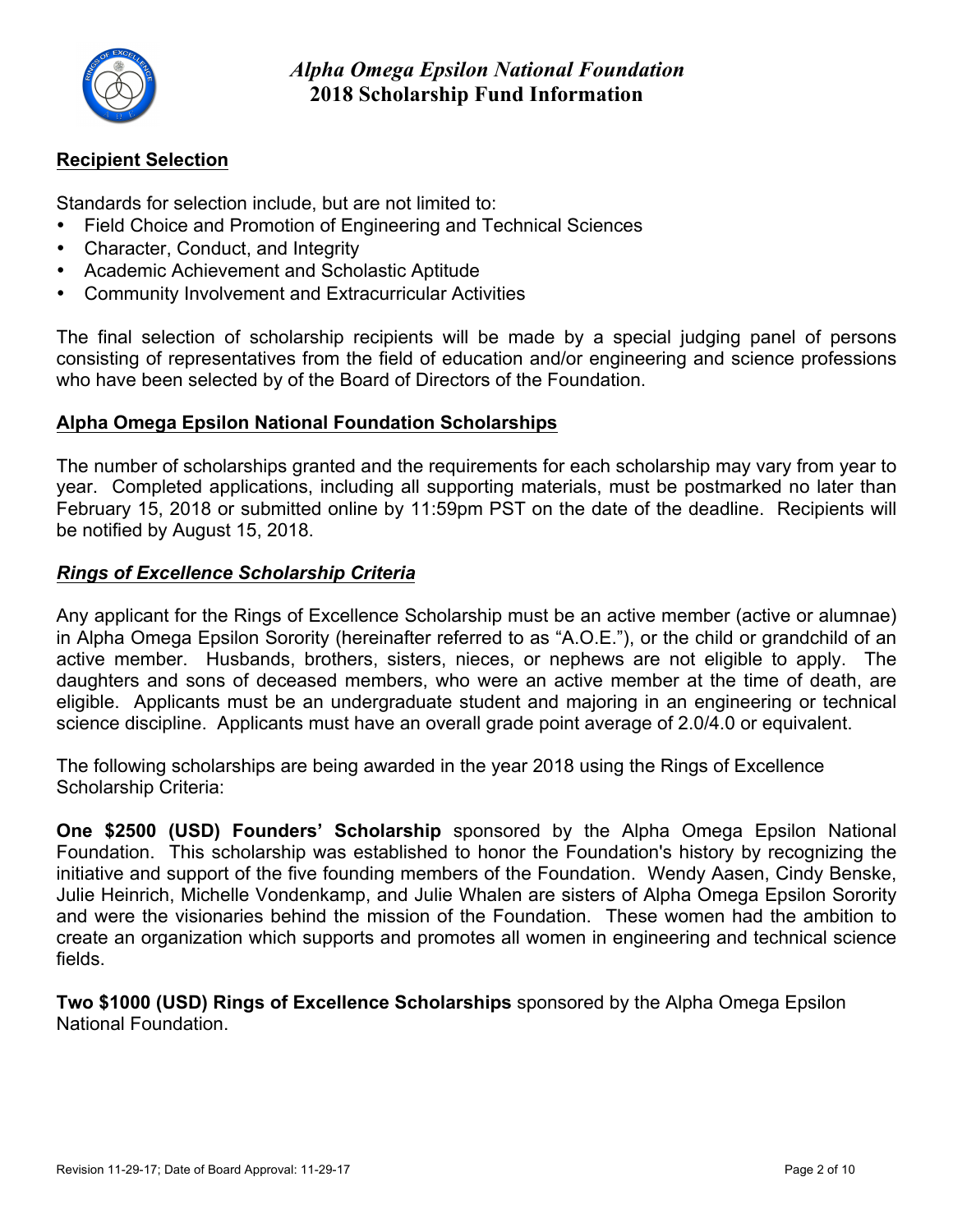# *Alpha Omega Epsilon National Foundation*
# 2018 Scholarship Fund Information

## Recipient Selection

Standards for selection include, but are not limited to:

- Field Choice and Promotion of Engineering and Technical Sciences
- Character, Conduct, and Integrity
- Academic Achievement and Scholastic Aptitude
- Community Involvement and Extracurricular Activities

The final selection of scholarship recipients will be made by a special judging panel of persons consisting of representatives from the field of education and/or engineering and science professions who have been selected by of the Board of Directors of the Foundation.

## Alpha Omega Epsilon National Foundation Scholarships

The number of scholarships granted and the requirements for each scholarship may vary from year to year. Completed applications, including all supporting materials, must be postmarked no later than February 15, 2018 or submitted online by 11:59pm PST on the date of the deadline. Recipients will be notified by August 15, 2018.

### *Rings of Excellence Scholarship Criteria*

Any applicant for the Rings of Excellence Scholarship must be an active member (active or alumnae) in Alpha Omega Epsilon Sorority (hereinafter referred to as "A.O.E."), or the child or grandchild of an active member. Husbands, brothers, sisters, nieces, or nephews are not eligible to apply. The daughters and sons of deceased members, who were an active member at the time of death, are eligible. Applicants must be an undergraduate student and majoring in an engineering or technical science discipline. Applicants must have an overall grade point average of 2.0/4.0 or equivalent.

The following scholarships are being awarded in the year 2018 using the Rings of Excellence Scholarship Criteria:

**One $2500 (USD) Founders' Scholarship** sponsored by the Alpha Omega Epsilon National Foundation. This scholarship was established to honor the Foundation's history by recognizing the initiative and support of the five founding members of the Foundation. Wendy Aasen, Cindy Benske, Julie Heinrich, Michelle Vondenkamp, and Julie Whalen are sisters of Alpha Omega Epsilon Sorority and were the visionaries behind the mission of the Foundation. These women had the ambition to create an organization which supports and promotes all women in engineering and technical science fields.

**Two $1000 (USD) Rings of Excellence Scholarships** sponsored by the Alpha Omega Epsilon National Foundation.

Revision 11-29-17; Date of Board Approval: 11-29-17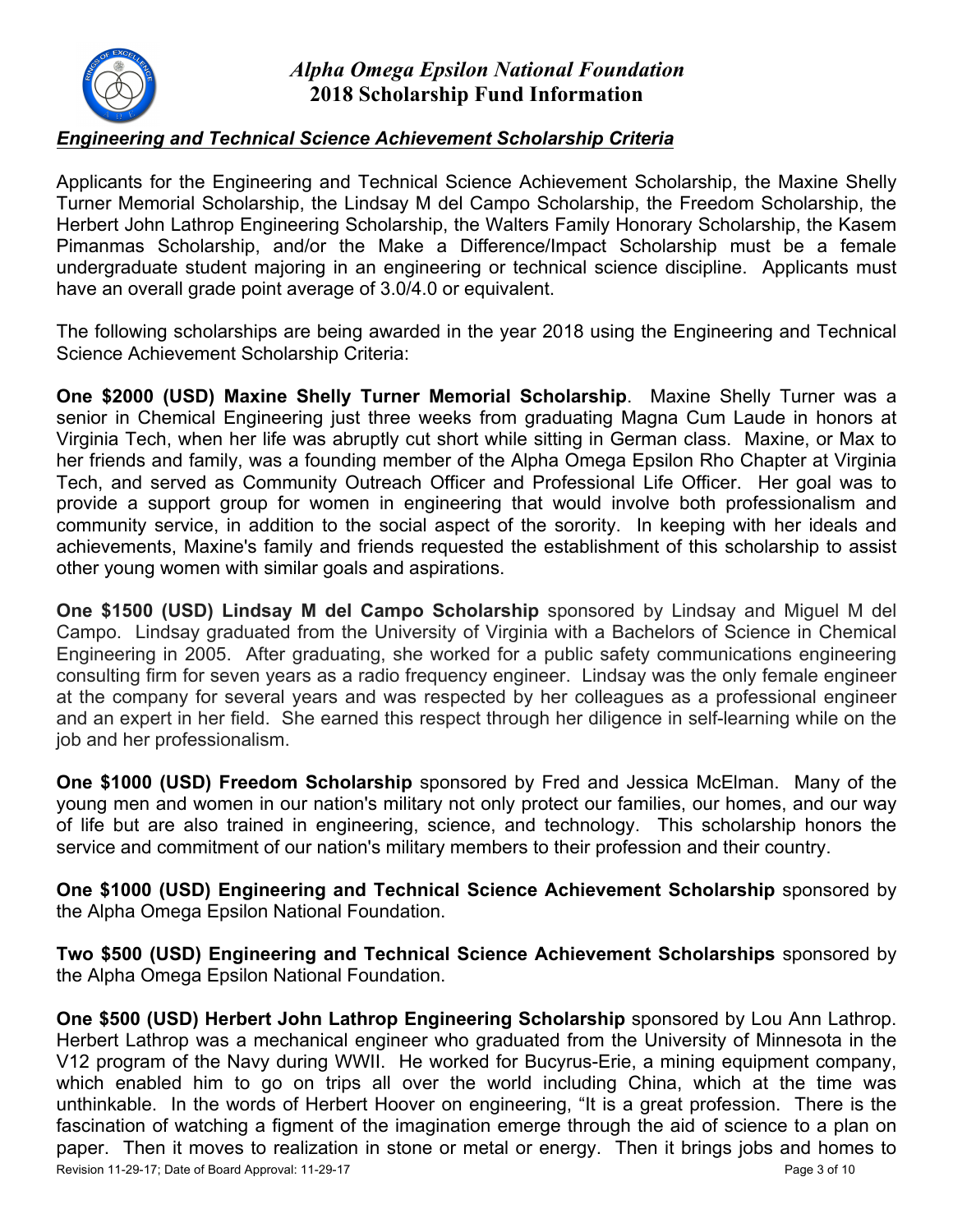*Alpha Omega Epsilon National Foundation*
**2018 Scholarship Fund Information**

***Engineering and Technical Science Achievement Scholarship Criteria***

Applicants for the Engineering and Technical Science Achievement Scholarship, the Maxine Shelly Turner Memorial Scholarship, the Lindsay M del Campo Scholarship, the Freedom Scholarship, the Herbert John Lathrop Engineering Scholarship, the Walters Family Honorary Scholarship, the Kasem Pimanmas Scholarship, and/or the Make a Difference/Impact Scholarship must be a female undergraduate student majoring in an engineering or technical science discipline. Applicants must have an overall grade point average of 3.0/4.0 or equivalent.

The following scholarships are being awarded in the year 2018 using the Engineering and Technical Science Achievement Scholarship Criteria:

**One $2000 (USD) Maxine Shelly Turner Memorial Scholarship**. Maxine Shelly Turner was a senior in Chemical Engineering just three weeks from graduating Magna Cum Laude in honors at Virginia Tech, when her life was abruptly cut short while sitting in German class. Maxine, or Max to her friends and family, was a founding member of the Alpha Omega Epsilon Rho Chapter at Virginia Tech, and served as Community Outreach Officer and Professional Life Officer. Her goal was to provide a support group for women in engineering that would involve both professionalism and community service, in addition to the social aspect of the sorority. In keeping with her ideals and achievements, Maxine's family and friends requested the establishment of this scholarship to assist other young women with similar goals and aspirations.

**One $1500 (USD) Lindsay M del Campo Scholarship** sponsored by Lindsay and Miguel M del Campo. Lindsay graduated from the University of Virginia with a Bachelors of Science in Chemical Engineering in 2005. After graduating, she worked for a public safety communications engineering consulting firm for seven years as a radio frequency engineer. Lindsay was the only female engineer at the company for several years and was respected by her colleagues as a professional engineer and an expert in her field. She earned this respect through her diligence in self-learning while on the job and her professionalism.

**One $1000 (USD) Freedom Scholarship** sponsored by Fred and Jessica McElman. Many of the young men and women in our nation's military not only protect our families, our homes, and our way of life but are also trained in engineering, science, and technology. This scholarship honors the service and commitment of our nation's military members to their profession and their country.

**One $1000 (USD) Engineering and Technical Science Achievement Scholarship** sponsored by the Alpha Omega Epsilon National Foundation.

**Two $500 (USD) Engineering and Technical Science Achievement Scholarships** sponsored by the Alpha Omega Epsilon National Foundation.

**One $500 (USD) Herbert John Lathrop Engineering Scholarship** sponsored by Lou Ann Lathrop. Herbert Lathrop was a mechanical engineer who graduated from the University of Minnesota in the V12 program of the Navy during WWII. He worked for Bucyrus-Erie, a mining equipment company, which enabled him to go on trips all over the world including China, which at the time was unthinkable. In the words of Herbert Hoover on engineering, "It is a great profession. There is the fascination of watching a figment of the imagination emerge through the aid of science to a plan on paper. Then it moves to realization in stone or metal or energy. Then it brings jobs and homes to

Revision 11-29-17; Date of Board Approval: 11-29-17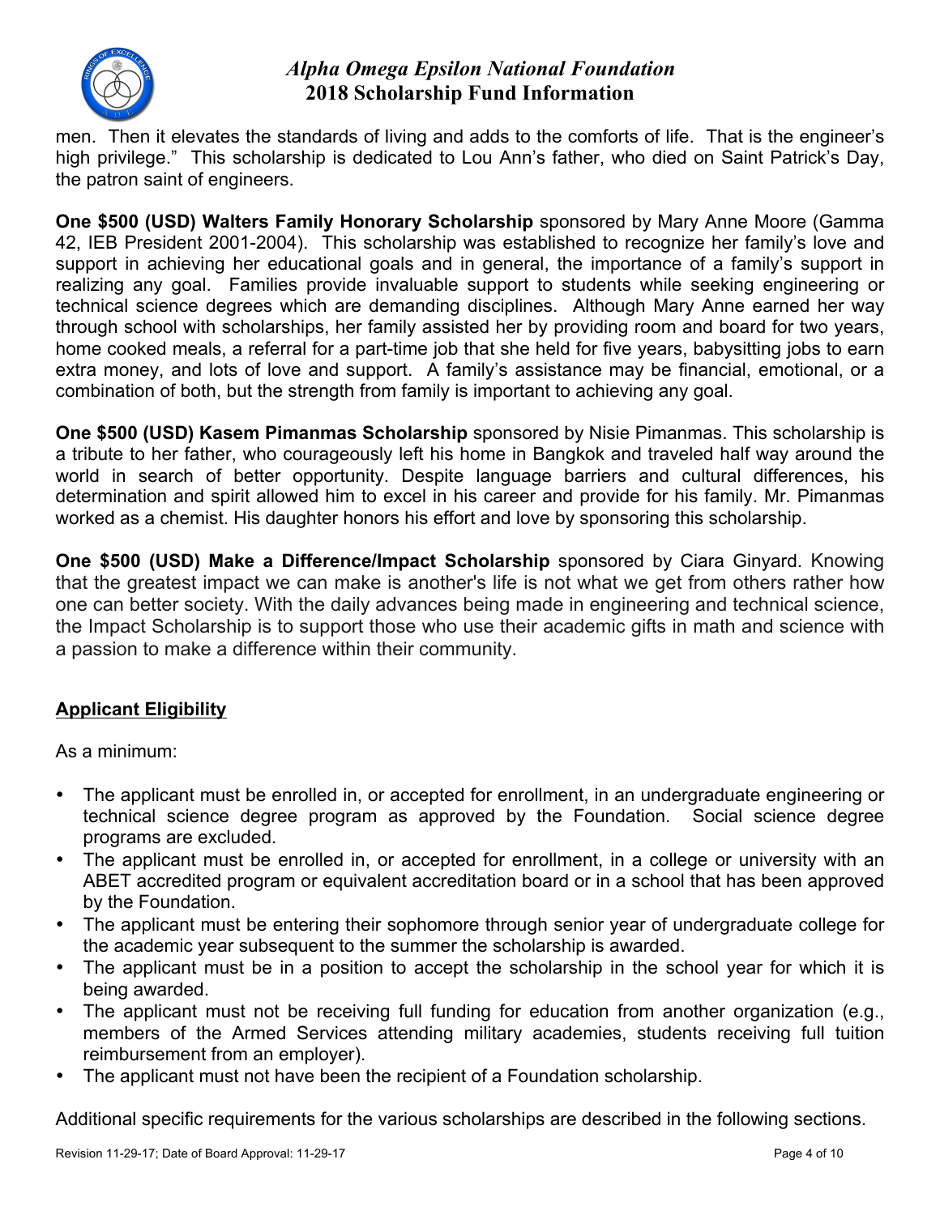men. Then it elevates the standards of living and adds to the comforts of life. That is the engineer's high privilege." This scholarship is dedicated to Lou Ann's father, who died on Saint Patrick's Day, the patron saint of engineers.

**One $500 (USD) Walters Family Honorary Scholarship** sponsored by Mary Anne Moore (Gamma 42, IEB President 2001-2004). This scholarship was established to recognize her family's love and support in achieving her educational goals and in general, the importance of a family's support in realizing any goal. Families provide invaluable support to students while seeking engineering or technical science degrees which are demanding disciplines. Although Mary Anne earned her way through school with scholarships, her family assisted her by providing room and board for two years, home cooked meals, a referral for a part-time job that she held for five years, babysitting jobs to earn extra money, and lots of love and support. A family's assistance may be financial, emotional, or a combination of both, but the strength from family is important to achieving any goal.

**One $500 (USD) Kasem Pimanmas Scholarship** sponsored by Nisie Pimanmas. This scholarship is a tribute to her father, who courageously left his home in Bangkok and traveled half way around the world in search of better opportunity. Despite language barriers and cultural differences, his determination and spirit allowed him to excel in his career and provide for his family. Mr. Pimanmas worked as a chemist. His daughter honors his effort and love by sponsoring this scholarship.

**One $500 (USD) Make a Difference/Impact Scholarship** sponsored by Ciara Ginyard. Knowing that the greatest impact we can make is another's life is not what we get from others rather how one can better society. With the daily advances being made in engineering and technical science, the Impact Scholarship is to support those who use their academic gifts in math and science with a passion to make a difference within their community.

## Applicant Eligibility

As a minimum:

- The applicant must be enrolled in, or accepted for enrollment, in an undergraduate engineering or technical science degree program as approved by the Foundation. Social science degree programs are excluded.
- The applicant must be enrolled in, or accepted for enrollment, in a college or university with an ABET accredited program or equivalent accreditation board or in a school that has been approved by the Foundation.
- The applicant must be entering their sophomore through senior year of undergraduate college for the academic year subsequent to the summer the scholarship is awarded.
- The applicant must be in a position to accept the scholarship in the school year for which it is being awarded.
- The applicant must not be receiving full funding for education from another organization (e.g., members of the Armed Services attending military academies, students receiving full tuition reimbursement from an employer).
- The applicant must not have been the recipient of a Foundation scholarship.

Additional specific requirements for the various scholarships are described in the following sections.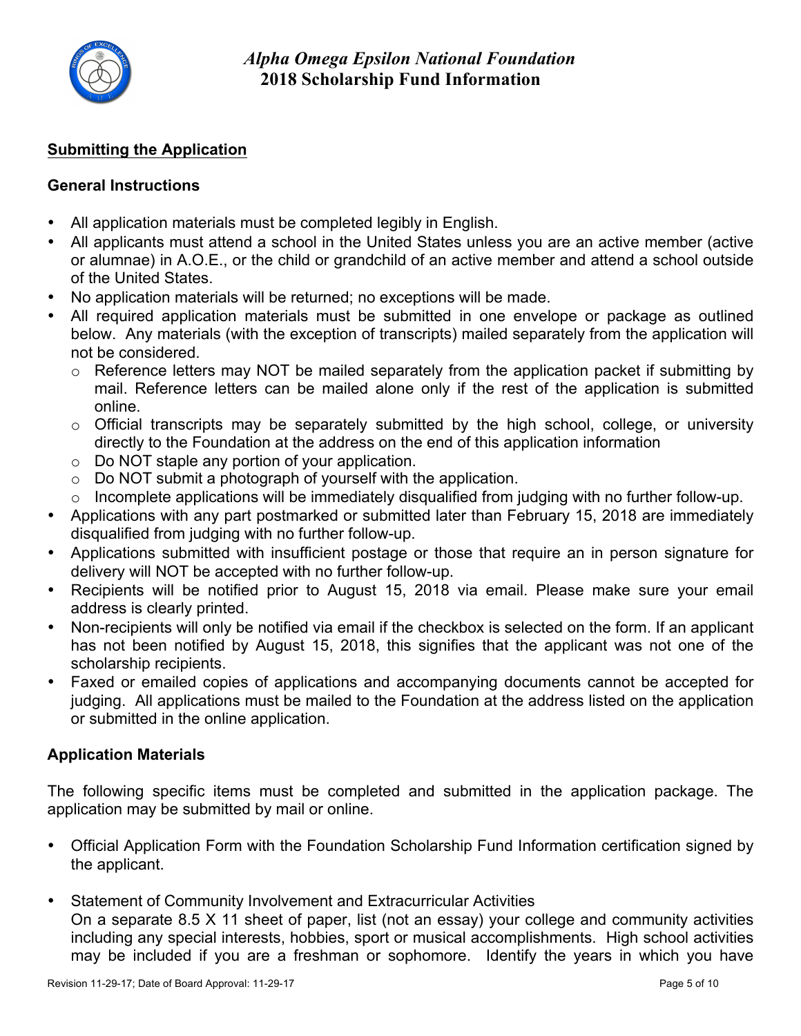## Submitting the Application

### General Instructions

- All application materials must be completed legibly in English.
- All applicants must attend a school in the United States unless you are an active member (active or alumnae) in A.O.E., or the child or grandchild of an active member and attend a school outside of the United States.
- No application materials will be returned; no exceptions will be made.
- All required application materials must be submitted in one envelope or package as outlined below. Any materials (with the exception of transcripts) mailed separately from the application will not be considered.
  - Reference letters may NOT be mailed separately from the application packet if submitting by mail. Reference letters can be mailed alone only if the rest of the application is submitted online.
  - Official transcripts may be separately submitted by the high school, college, or university directly to the Foundation at the address on the end of this application information
  - Do NOT staple any portion of your application.
  - Do NOT submit a photograph of yourself with the application.
  - Incomplete applications will be immediately disqualified from judging with no further follow-up.
- Applications with any part postmarked or submitted later than February 15, 2018 are immediately disqualified from judging with no further follow-up.
- Applications submitted with insufficient postage or those that require an in person signature for delivery will NOT be accepted with no further follow-up.
- Recipients will be notified prior to August 15, 2018 via email. Please make sure your email address is clearly printed.
- Non-recipients will only be notified via email if the checkbox is selected on the form. If an applicant has not been notified by August 15, 2018, this signifies that the applicant was not one of the scholarship recipients.
- Faxed or emailed copies of applications and accompanying documents cannot be accepted for judging. All applications must be mailed to the Foundation at the address listed on the application or submitted in the online application.

### Application Materials

The following specific items must be completed and submitted in the application package. The application may be submitted by mail or online.

- Official Application Form with the Foundation Scholarship Fund Information certification signed by the applicant.

- Statement of Community Involvement and Extracurricular Activities
  On a separate 8.5 X 11 sheet of paper, list (not an essay) your college and community activities including any special interests, hobbies, sport or musical accomplishments. High school activities may be included if you are a freshman or sophomore. Identify the years in which you have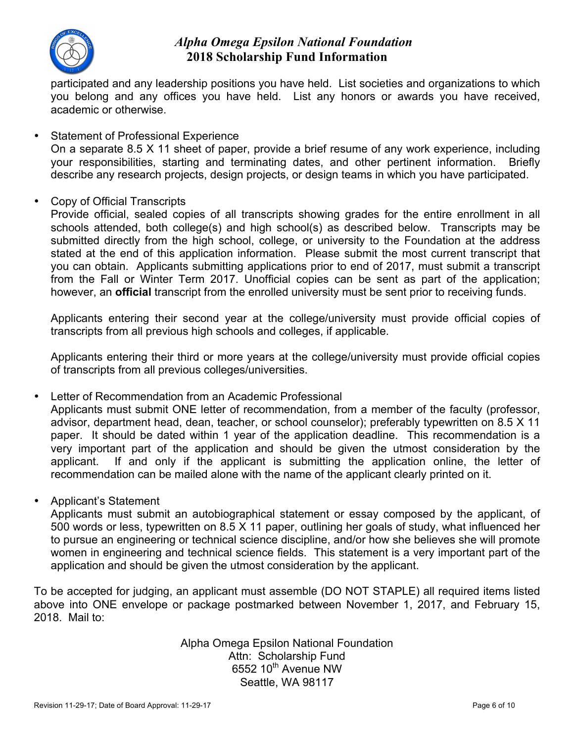participated and any leadership positions you have held. List societies and organizations to which you belong and any offices you have held. List any honors or awards you have received, academic or otherwise.

- Statement of Professional Experience
  On a separate 8.5 X 11 sheet of paper, provide a brief resume of any work experience, including your responsibilities, starting and terminating dates, and other pertinent information. Briefly describe any research projects, design projects, or design teams in which you have participated.

- Copy of Official Transcripts
  Provide official, sealed copies of all transcripts showing grades for the entire enrollment in all schools attended, both college(s) and high school(s) as described below. Transcripts may be submitted directly from the high school, college, or university to the Foundation at the address stated at the end of this application information. Please submit the most current transcript that you can obtain. Applicants submitting applications prior to end of 2017, must submit a transcript from the Fall or Winter Term 2017. Unofficial copies can be sent as part of the application; however, an **official** transcript from the enrolled university must be sent prior to receiving funds.

  Applicants entering their second year at the college/university must provide official copies of transcripts from all previous high schools and colleges, if applicable.

  Applicants entering their third or more years at the college/university must provide official copies of transcripts from all previous colleges/universities.

- Letter of Recommendation from an Academic Professional
  Applicants must submit ONE letter of recommendation, from a member of the faculty (professor, advisor, department head, dean, teacher, or school counselor); preferably typewritten on 8.5 X 11 paper. It should be dated within 1 year of the application deadline. This recommendation is a very important part of the application and should be given the utmost consideration by the applicant. If and only if the applicant is submitting the application online, the letter of recommendation can be mailed alone with the name of the applicant clearly printed on it.

- Applicant's Statement
  Applicants must submit an autobiographical statement or essay composed by the applicant, of 500 words or less, typewritten on 8.5 X 11 paper, outlining her goals of study, what influenced her to pursue an engineering or technical science discipline, and/or how she believes she will promote women in engineering and technical science fields. This statement is a very important part of the application and should be given the utmost consideration by the applicant.

To be accepted for judging, an applicant must assemble (DO NOT STAPLE) all required items listed above into ONE envelope or package postmarked between November 1, 2017, and February 15, 2018. Mail to:

Alpha Omega Epsilon National Foundation
Attn: Scholarship Fund
6552 10th Avenue NW
Seattle, WA 98117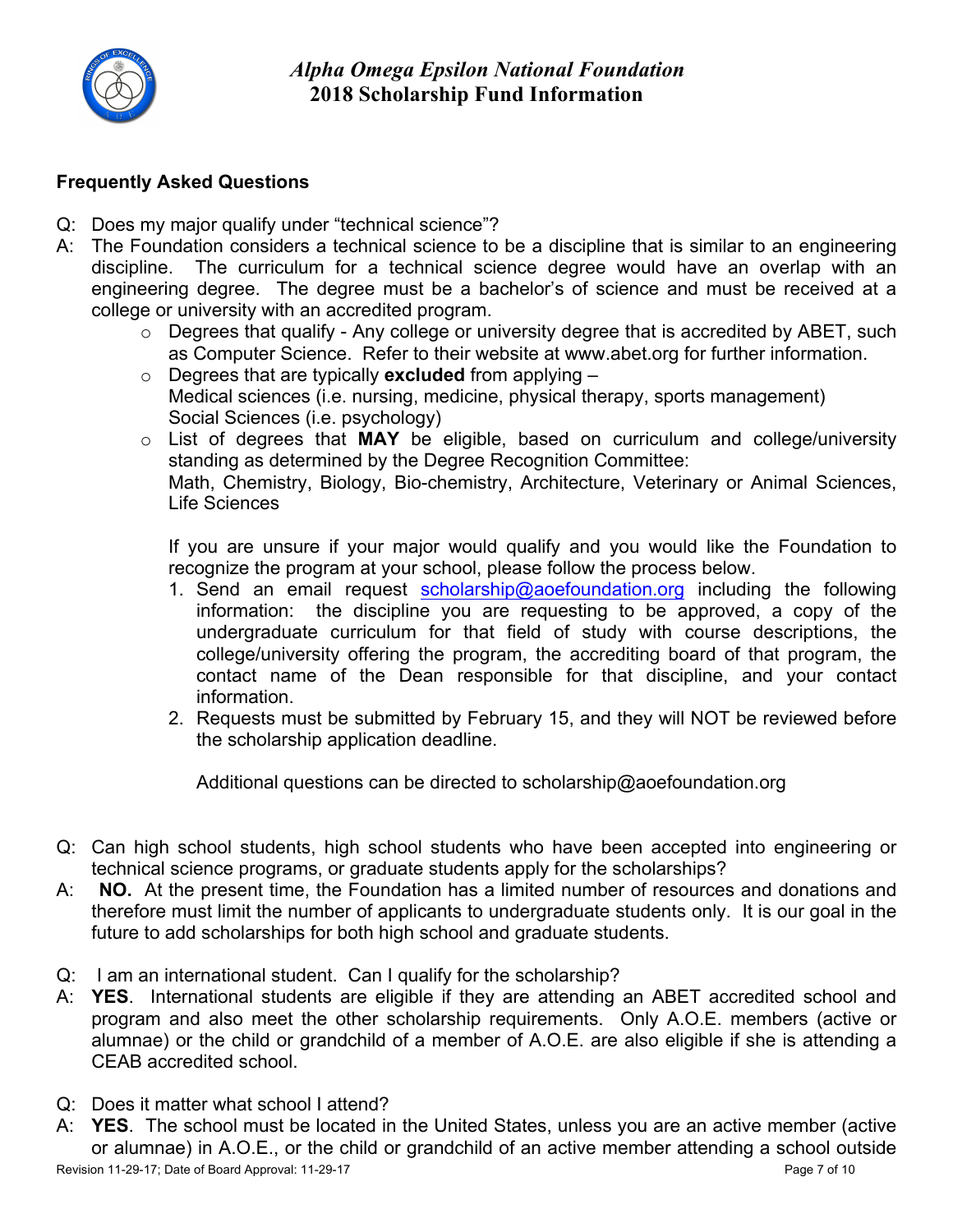*Alpha Omega Epsilon National Foundation*
**2018 Scholarship Fund Information**

## Frequently Asked Questions

Q: Does my major qualify under "technical science"?

A: The Foundation considers a technical science to be a discipline that is similar to an engineering discipline. The curriculum for a technical science degree would have an overlap with an engineering degree. The degree must be a bachelor's of science and must be received at a college or university with an accredited program.

- Degrees that qualify - Any college or university degree that is accredited by ABET, such as Computer Science. Refer to their website at www.abet.org for further information.
- Degrees that are typically **excluded** from applying –
  Medical sciences (i.e. nursing, medicine, physical therapy, sports management)
  Social Sciences (i.e. psychology)
- List of degrees that **MAY** be eligible, based on curriculum and college/university standing as determined by the Degree Recognition Committee:
  Math, Chemistry, Biology, Bio-chemistry, Architecture, Veterinary or Animal Sciences, Life Sciences

  If you are unsure if your major would qualify and you would like the Foundation to recognize the program at your school, please follow the process below.

  1. Send an email request scholarship@aoefoundation.org including the following information: the discipline you are requesting to be approved, a copy of the undergraduate curriculum for that field of study with course descriptions, the college/university offering the program, the accrediting board of that program, the contact name of the Dean responsible for that discipline, and your contact information.
  2. Requests must be submitted by February 15, and they will NOT be reviewed before the scholarship application deadline.

  Additional questions can be directed to scholarship@aoefoundation.org

Q: Can high school students, high school students who have been accepted into engineering or technical science programs, or graduate students apply for the scholarships?

A: **NO.** At the present time, the Foundation has a limited number of resources and donations and therefore must limit the number of applicants to undergraduate students only. It is our goal in the future to add scholarships for both high school and graduate students.

Q: I am an international student. Can I qualify for the scholarship?

A: **YES**. International students are eligible if they are attending an ABET accredited school and program and also meet the other scholarship requirements. Only A.O.E. members (active or alumnae) or the child or grandchild of a member of A.O.E. are also eligible if she is attending a CEAB accredited school.

Q: Does it matter what school I attend?

A: **YES**. The school must be located in the United States, unless you are an active member (active or alumnae) in A.O.E., or the child or grandchild of an active member attending a school outside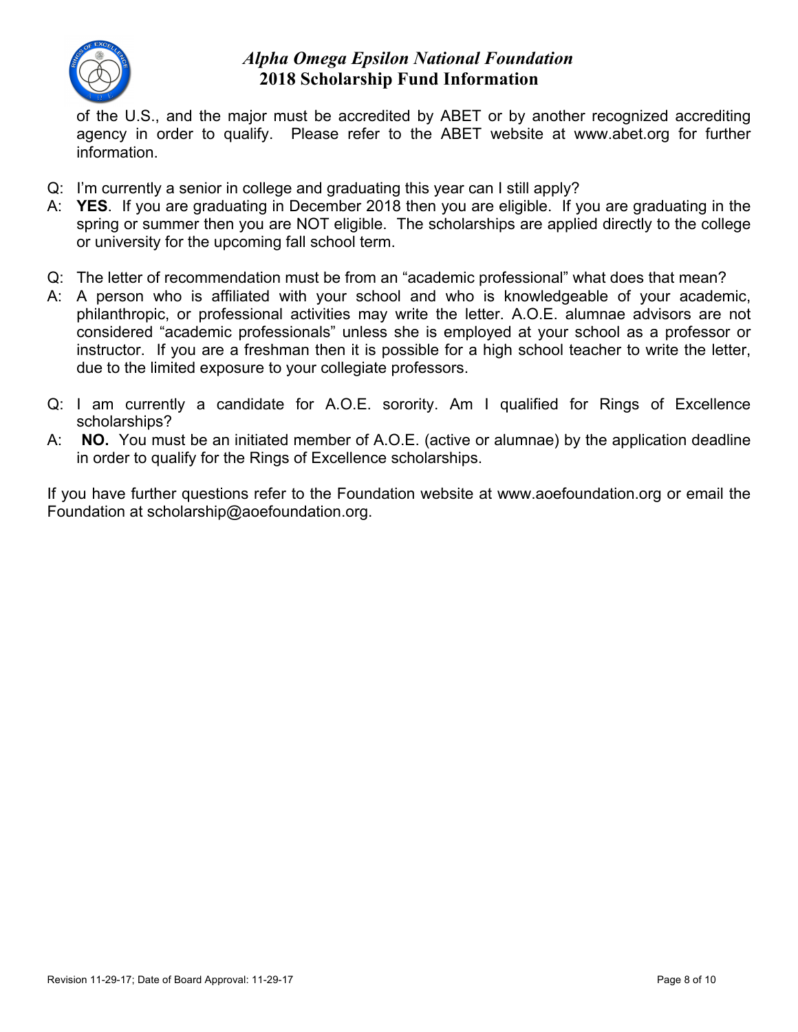of the U.S., and the major must be accredited by ABET or by another recognized accrediting agency in order to qualify. Please refer to the ABET website at www.abet.org for further information.

Q: I'm currently a senior in college and graduating this year can I still apply?
A: **YES**. If you are graduating in December 2018 then you are eligible. If you are graduating in the spring or summer then you are NOT eligible. The scholarships are applied directly to the college or university for the upcoming fall school term.

Q: The letter of recommendation must be from an "academic professional" what does that mean?
A: A person who is affiliated with your school and who is knowledgeable of your academic, philanthropic, or professional activities may write the letter. A.O.E. alumnae advisors are not considered "academic professionals" unless she is employed at your school as a professor or instructor. If you are a freshman then it is possible for a high school teacher to write the letter, due to the limited exposure to your collegiate professors.

Q: I am currently a candidate for A.O.E. sorority. Am I qualified for Rings of Excellence scholarships?
A: **NO.** You must be an initiated member of A.O.E. (active or alumnae) by the application deadline in order to qualify for the Rings of Excellence scholarships.

If you have further questions refer to the Foundation website at www.aoefoundation.org or email the Foundation at scholarship@aoefoundation.org.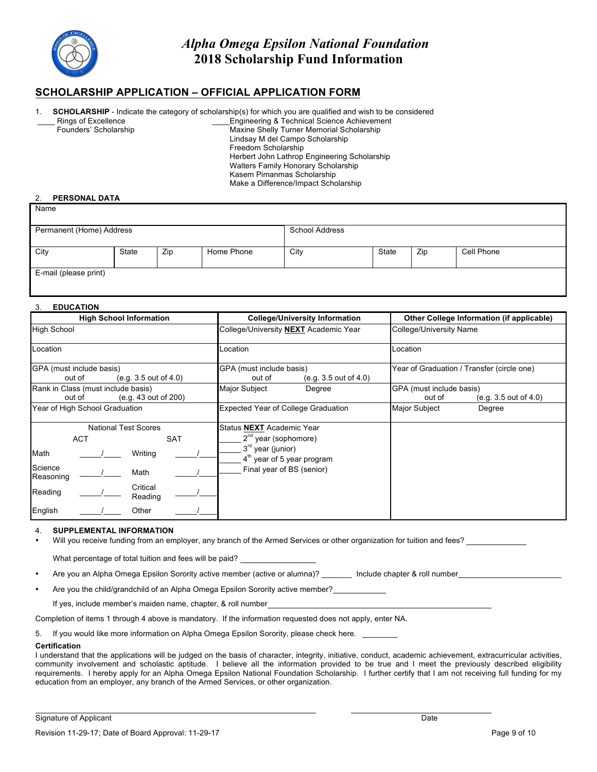# Alpha Omega Epsilon National Foundation
# 2018 Scholarship Fund Information

## SCHOLARSHIP APPLICATION – OFFICIAL APPLICATION FORM

1. **SCHOLARSHIP** - Indicate the category of scholarship(s) for which you are qualified and wish to be considered

____ Rings of Excellence
Founders' Scholarship

____ Engineering & Technical Science Achievement
Maxine Shelly Turner Memorial Scholarship
Lindsay M del Campo Scholarship
Freedom Scholarship
Herbert John Lathrop Engineering Scholarship
Walters Family Honorary Scholarship
Kasem Pimanmas Scholarship
Make a Difference/Impact Scholarship

2. **PERSONAL DATA**

| Name | | | | | | | |
|---|---|---|---|---|---|---|---|
| Permanent (Home) Address | | | | School Address | | | |
| City | State | Zip | Home Phone | City | State | Zip | Cell Phone |
| E-mail (please print) | | | | | | | |

3. **EDUCATION**

| High School Information | College/University Information | Other College Information (if applicable) |
|---|---|---|
| High School | College/University **NEXT** Academic Year | College/University Name |
| Location | Location | Location |
| GPA (must include basis) out of (e.g. 3.5 out of 4.0) | GPA (must include basis) out of (e.g. 3.5 out of 4.0) | Year of Graduation / Transfer (circle one) |
| Rank in Class (must include basis) out of (e.g. 43 out of 200) | Major Subject Degree | GPA (must include basis) out of (e.g. 3.5 out of 4.0) |
| Year of High School Graduation | Expected Year of College Graduation | Major Subject Degree |
| National Test Scores<br>ACT / SAT<br>Math _____/____ Writing _____/____<br>Science Reasoning _____/____ Math _____/____<br>Reading _____/____ Critical Reading _____/____<br>English _____/____ Other _____/____ | Status **NEXT** Academic Year<br>_____ 2nd year (sophomore)<br>_____ 3rd year (junior)<br>_____ 4th year of 5 year program<br>_____ Final year of BS (senior) | |

4. **SUPPLEMENTAL INFORMATION**

- Will you receive funding from an employer, any branch of the Armed Services or other organization for tuition and fees? ____________

  What percentage of total tuition and fees will be paid? ________________

- Are you an Alpha Omega Epsilon Sorority active member (active or alumna)? _______ Include chapter & roll number______________________

- Are you the child/grandchild of an Alpha Omega Epsilon Sorority active member?___________

  If yes, include member's maiden name, chapter, & roll number________________________________________________

Completion of items 1 through 4 above is mandatory. If the information requested does not apply, enter NA.

5. If you would like more information on Alpha Omega Epsilon Sorority, please check here. ________

**Certification**

I understand that the applications will be judged on the basis of character, integrity, initiative, conduct, academic achievement, extracurricular activities, community involvement and scholastic aptitude. I believe all the information provided to be true and I meet the previously described eligibility requirements. I hereby apply for an Alpha Omega Epsilon National Foundation Scholarship. I further certify that I am not receiving full funding for my education from an employer, any branch of the Armed Services, or other organization.

______________________________________________ ______________________
Signature of Applicant Date

Revision 11-29-17; Date of Board Approval: 11-29-17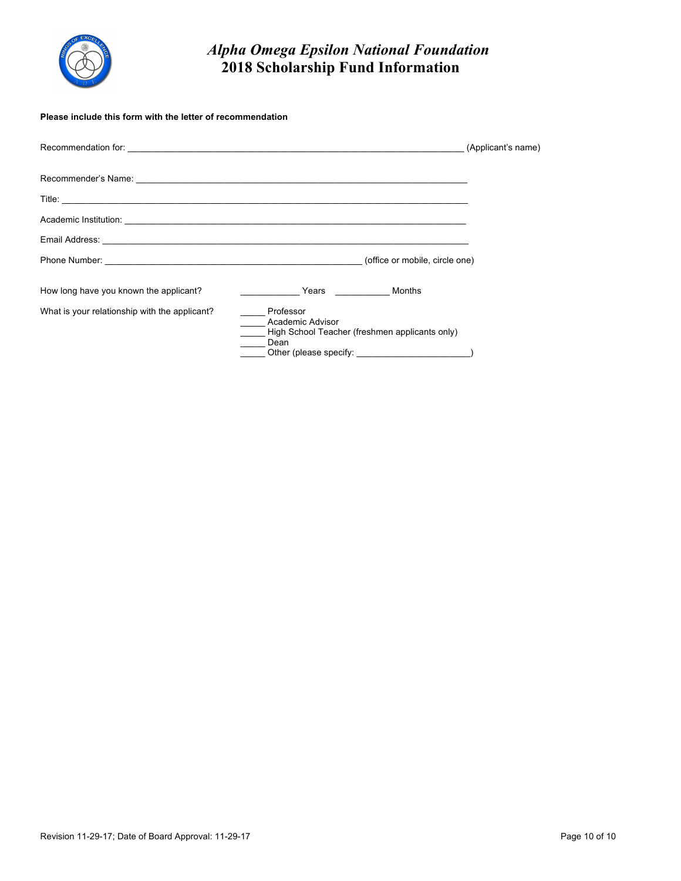# *Alpha Omega Epsilon National Foundation*
## 2018 Scholarship Fund Information

**Please include this form with the letter of recommendation**

Recommendation for: ______________________________________________________________ (Applicant's name)

Recommender's Name: ______________________________________________________________

Title: ______________________________________________________________

Academic Institution: ______________________________________________________________

Email Address: ______________________________________________________________

Phone Number: ________________________________________ (office or mobile, circle one)

How long have you known the applicant? ___________ Years ___________ Months

What is your relationship with the applicant?

_____ Professor
_____ Academic Advisor
_____ High School Teacher (freshmen applicants only)
_____ Dean
_____ Other (please specify: ______________________)

Revision 11-29-17; Date of Board Approval: 11-29-17